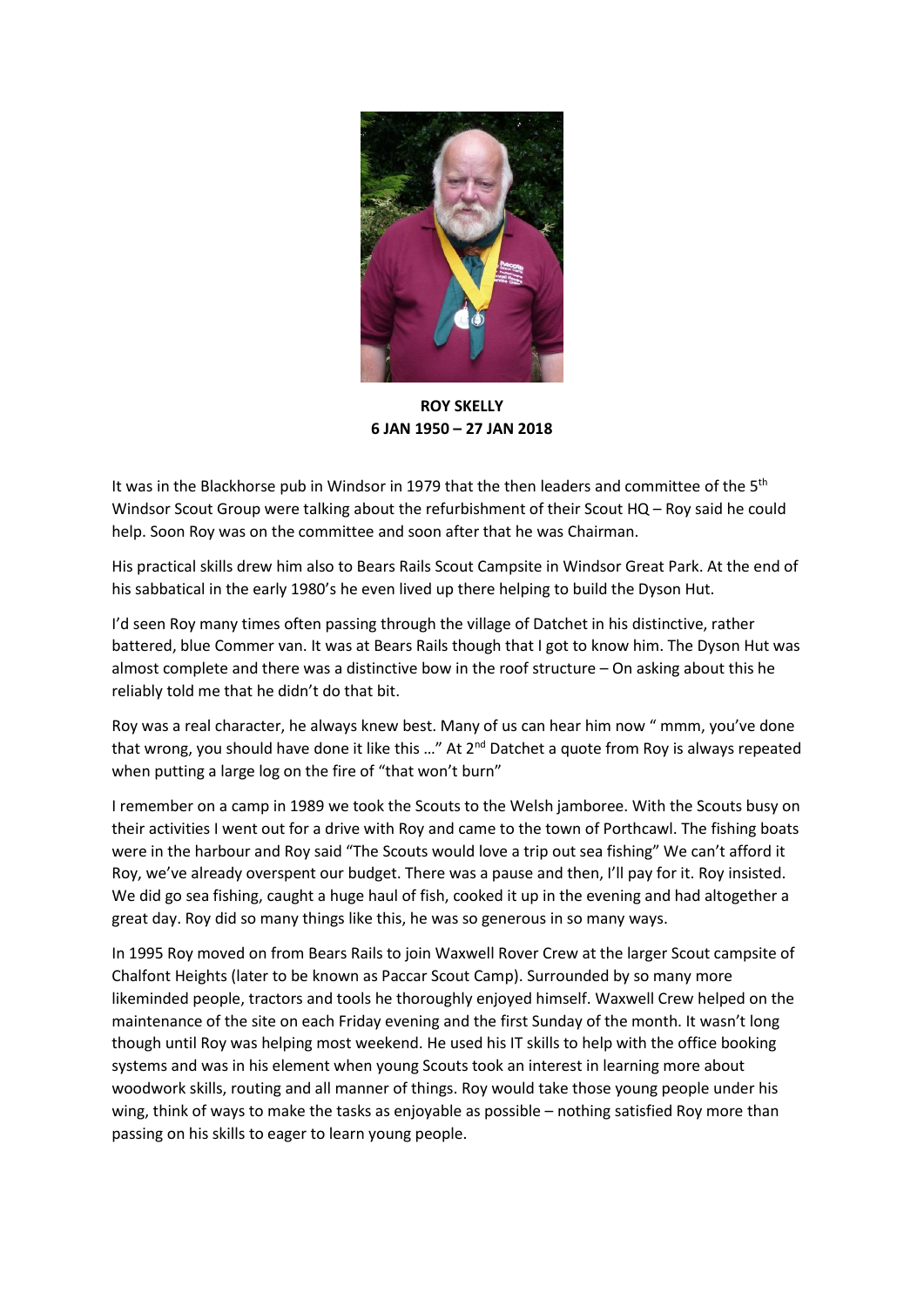**ROY SKELLY**
**6 JAN 1950 – 27 JAN 2018**

It was in the Blackhorse pub in Windsor in 1979 that the then leaders and committee of the 5th Windsor Scout Group were talking about the refurbishment of their Scout HQ – Roy said he could help. Soon Roy was on the committee and soon after that he was Chairman.

His practical skills drew him also to Bears Rails Scout Campsite in Windsor Great Park. At the end of his sabbatical in the early 1980's he even lived up there helping to build the Dyson Hut.

I'd seen Roy many times often passing through the village of Datchet in his distinctive, rather battered, blue Commer van. It was at Bears Rails though that I got to know him. The Dyson Hut was almost complete and there was a distinctive bow in the roof structure – On asking about this he reliably told me that he didn't do that bit.

Roy was a real character, he always knew best. Many of us can hear him now " mmm, you've done that wrong, you should have done it like this …" At 2nd Datchet a quote from Roy is always repeated when putting a large log on the fire of "that won't burn"

I remember on a camp in 1989 we took the Scouts to the Welsh jamboree. With the Scouts busy on their activities I went out for a drive with Roy and came to the town of Porthcawl. The fishing boats were in the harbour and Roy said "The Scouts would love a trip out sea fishing" We can't afford it Roy, we've already overspent our budget. There was a pause and then, I'll pay for it. Roy insisted. We did go sea fishing, caught a huge haul of fish, cooked it up in the evening and had altogether a great day. Roy did so many things like this, he was so generous in so many ways.

In 1995 Roy moved on from Bears Rails to join Waxwell Rover Crew at the larger Scout campsite of Chalfont Heights (later to be known as Paccar Scout Camp). Surrounded by so many more likeminded people, tractors and tools he thoroughly enjoyed himself. Waxwell Crew helped on the maintenance of the site on each Friday evening and the first Sunday of the month. It wasn't long though until Roy was helping most weekend. He used his IT skills to help with the office booking systems and was in his element when young Scouts took an interest in learning more about woodwork skills, routing and all manner of things. Roy would take those young people under his wing, think of ways to make the tasks as enjoyable as possible – nothing satisfied Roy more than passing on his skills to eager to learn young people.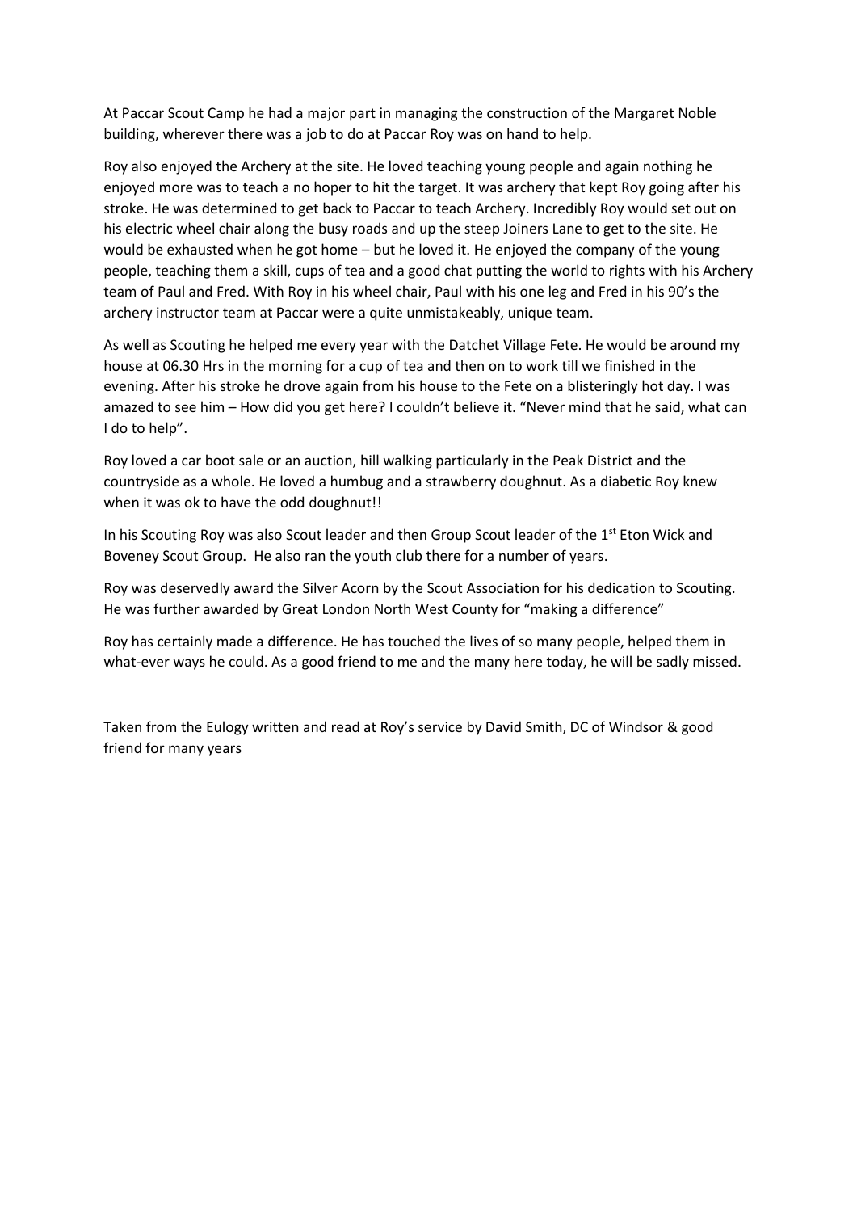At Paccar Scout Camp he had a major part in managing the construction of the Margaret Noble building, wherever there was a job to do at Paccar Roy was on hand to help.

Roy also enjoyed the Archery at the site. He loved teaching young people and again nothing he enjoyed more was to teach a no hoper to hit the target. It was archery that kept Roy going after his stroke. He was determined to get back to Paccar to teach Archery. Incredibly Roy would set out on his electric wheel chair along the busy roads and up the steep Joiners Lane to get to the site. He would be exhausted when he got home – but he loved it. He enjoyed the company of the young people, teaching them a skill, cups of tea and a good chat putting the world to rights with his Archery team of Paul and Fred. With Roy in his wheel chair, Paul with his one leg and Fred in his 90's the archery instructor team at Paccar were a quite unmistakeably, unique team.

As well as Scouting he helped me every year with the Datchet Village Fete. He would be around my house at 06.30 Hrs in the morning for a cup of tea and then on to work till we finished in the evening. After his stroke he drove again from his house to the Fete on a blisteringly hot day. I was amazed to see him – How did you get here? I couldn't believe it. "Never mind that he said, what can I do to help".

Roy loved a car boot sale or an auction, hill walking particularly in the Peak District and the countryside as a whole. He loved a humbug and a strawberry doughnut. As a diabetic Roy knew when it was ok to have the odd doughnut!!

In his Scouting Roy was also Scout leader and then Group Scout leader of the 1st Eton Wick and Boveney Scout Group. He also ran the youth club there for a number of years.

Roy was deservedly award the Silver Acorn by the Scout Association for his dedication to Scouting. He was further awarded by Great London North West County for "making a difference"

Roy has certainly made a difference. He has touched the lives of so many people, helped them in what-ever ways he could. As a good friend to me and the many here today, he will be sadly missed.

Taken from the Eulogy written and read at Roy's service by David Smith, DC of Windsor & good friend for many years